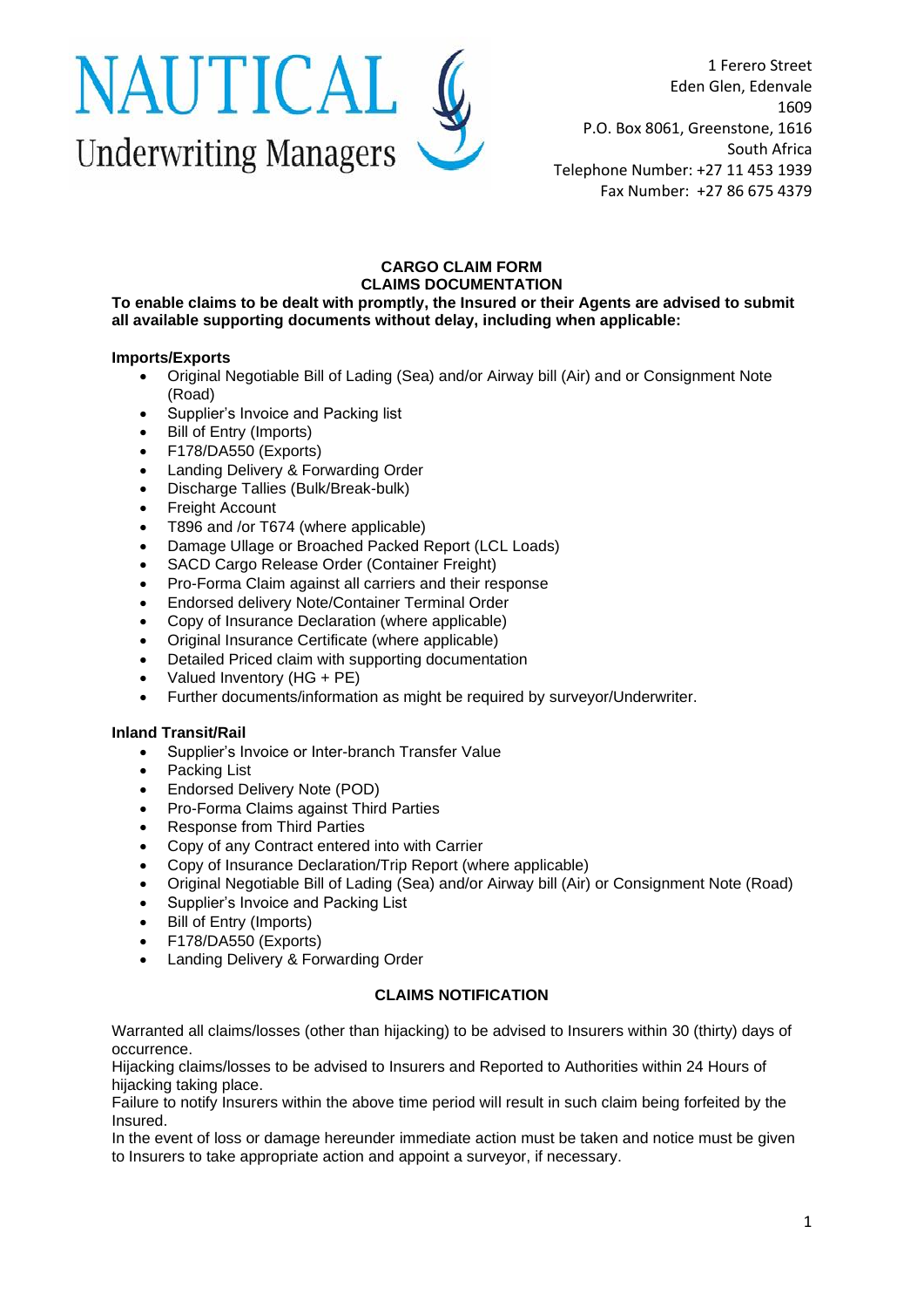NAUTICAL
Underwriting Managers

1 Ferero Street
Eden Glen, Edenvale
1609
P.O. Box 8061, Greenstone, 1616
South Africa
Telephone Number: +27 11 453 1939
Fax Number: +27 86 675 4379

# CARGO CLAIM FORM
## CLAIMS DOCUMENTATION

**To enable claims to be dealt with promptly, the Insured or their Agents are advised to submit all available supporting documents without delay, including when applicable:**

### Imports/Exports

- Original Negotiable Bill of Lading (Sea) and/or Airway bill (Air) and or Consignment Note (Road)
- Supplier's Invoice and Packing list
- Bill of Entry (Imports)
- F178/DA550 (Exports)
- Landing Delivery & Forwarding Order
- Discharge Tallies (Bulk/Break-bulk)
- Freight Account
- T896 and /or T674 (where applicable)
- Damage Ullage or Broached Packed Report (LCL Loads)
- SACD Cargo Release Order (Container Freight)
- Pro-Forma Claim against all carriers and their response
- Endorsed delivery Note/Container Terminal Order
- Copy of Insurance Declaration (where applicable)
- Original Insurance Certificate (where applicable)
- Detailed Priced claim with supporting documentation
- Valued Inventory (HG + PE)
- Further documents/information as might be required by surveyor/Underwriter.

### Inland Transit/Rail

- Supplier's Invoice or Inter-branch Transfer Value
- Packing List
- Endorsed Delivery Note (POD)
- Pro-Forma Claims against Third Parties
- Response from Third Parties
- Copy of any Contract entered into with Carrier
- Copy of Insurance Declaration/Trip Report (where applicable)
- Original Negotiable Bill of Lading (Sea) and/or Airway bill (Air) or Consignment Note (Road)
- Supplier's Invoice and Packing List
- Bill of Entry (Imports)
- F178/DA550 (Exports)
- Landing Delivery & Forwarding Order

## CLAIMS NOTIFICATION

Warranted all claims/losses (other than hijacking) to be advised to Insurers within 30 (thirty) days of occurrence.
Hijacking claims/losses to be advised to Insurers and Reported to Authorities within 24 Hours of hijacking taking place.
Failure to notify Insurers within the above time period will result in such claim being forfeited by the Insured.
In the event of loss or damage hereunder immediate action must be taken and notice must be given to Insurers to take appropriate action and appoint a surveyor, if necessary.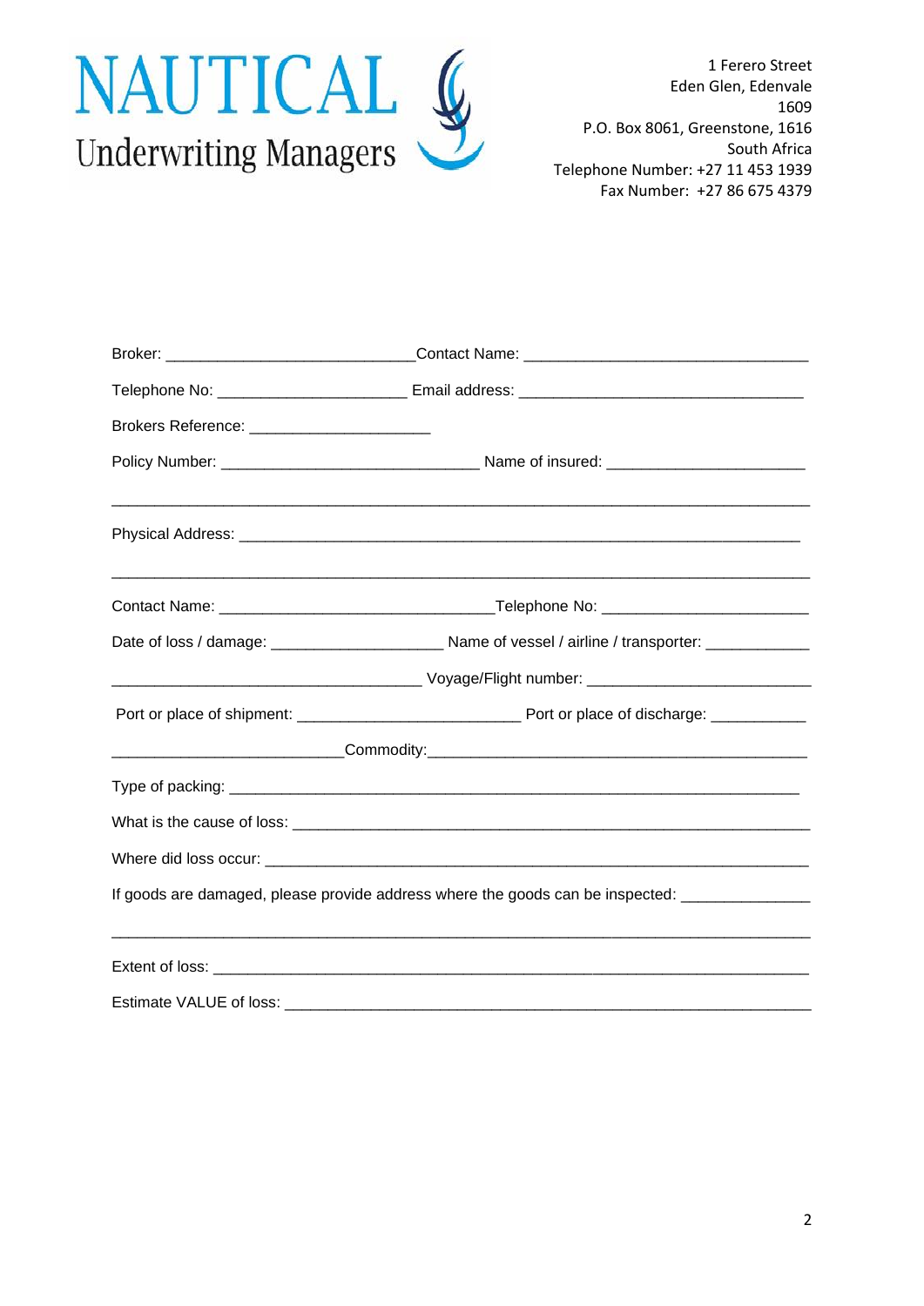NAUTICAL
Underwriting Managers

1 Ferero Street
Eden Glen, Edenvale
1609
P.O. Box 8061, Greenstone, 1616
South Africa
Telephone Number: +27 11 453 1939
Fax Number: +27 86 675 4379

Broker: ____________________________ Contact Name: ________________________________

Telephone No: _____________________ Email address: ________________________________

Brokers Reference: ____________________

Policy Number: _____________________________ Name of insured: ______________________

___________________________________________________________________________

Physical Address: ______________________________________________________________

___________________________________________________________________________

Contact Name: _______________________________ Telephone No: _______________________

Date of loss / damage: ___________________ Name of vessel / airline / transporter: ___________

__________________________________ Voyage/Flight number: _________________________

Port or place of shipment: ________________________ Port or place of discharge: __________

_________________________ Commodity: ___________________________________________

Type of packing: ________________________________________________________________

What is the cause of loss: ________________________________________________________

Where did loss occur: ___________________________________________________________

If goods are damaged, please provide address where the goods can be inspected: ______________

___________________________________________________________________________

Extent of loss: _________________________________________________________________

Estimate VALUE of loss: _________________________________________________________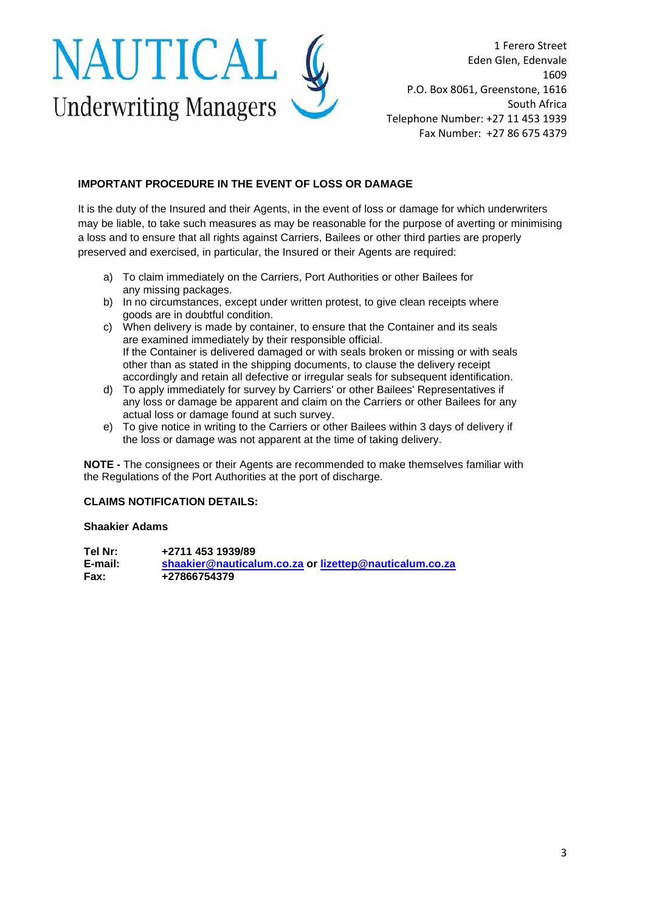NAUTICAL
Underwriting Managers

1 Ferero Street
Eden Glen, Edenvale
1609
P.O. Box 8061, Greenstone, 1616
South Africa
Telephone Number: +27 11 453 1939
Fax Number: +27 86 675 4379

**IMPORTANT PROCEDURE IN THE EVENT OF LOSS OR DAMAGE**

It is the duty of the Insured and their Agents, in the event of loss or damage for which underwriters may be liable, to take such measures as may be reasonable for the purpose of averting or minimising a loss and to ensure that all rights against Carriers, Bailees or other third parties are properly preserved and exercised, in particular, the Insured or their Agents are required:

a) To claim immediately on the Carriers, Port Authorities or other Bailees for any missing packages.
b) In no circumstances, except under written protest, to give clean receipts where goods are in doubtful condition.
c) When delivery is made by container, to ensure that the Container and its seals are examined immediately by their responsible official.
   If the Container is delivered damaged or with seals broken or missing or with seals other than as stated in the shipping documents, to clause the delivery receipt accordingly and retain all defective or irregular seals for subsequent identification.
d) To apply immediately for survey by Carriers' or other Bailees' Representatives if any loss or damage be apparent and claim on the Carriers or other Bailees for any actual loss or damage found at such survey.
e) To give notice in writing to the Carriers or other Bailees within 3 days of delivery if the loss or damage was not apparent at the time of taking delivery.

**NOTE -** The consignees or their Agents are recommended to make themselves familiar with the Regulations of the Port Authorities at the port of discharge.

**CLAIMS NOTIFICATION DETAILS:**

**Shaakier Adams**

**Tel Nr:** **+2711 453 1939/89**
**E-mail:** **shaakier@nauticalum.co.za or lizettep@nauticalum.co.za**
**Fax:** **+27866754379**